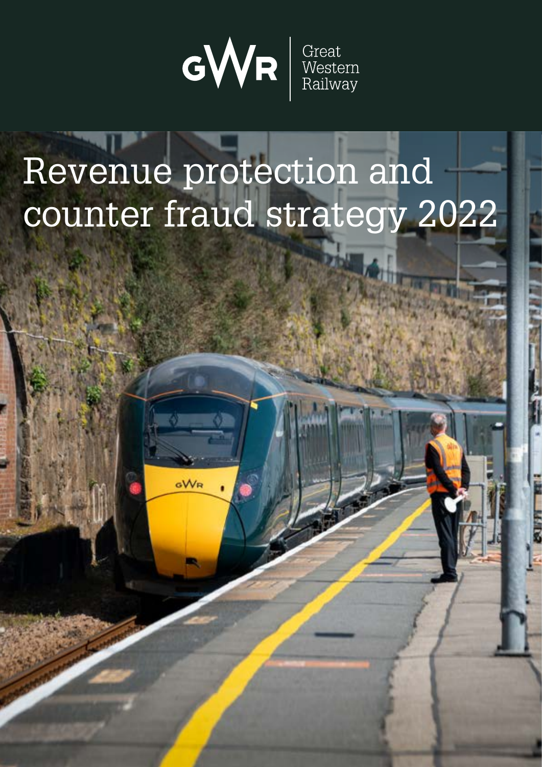GWR | Great Western Railway

# Revenue protection and counter fraud strategy 2022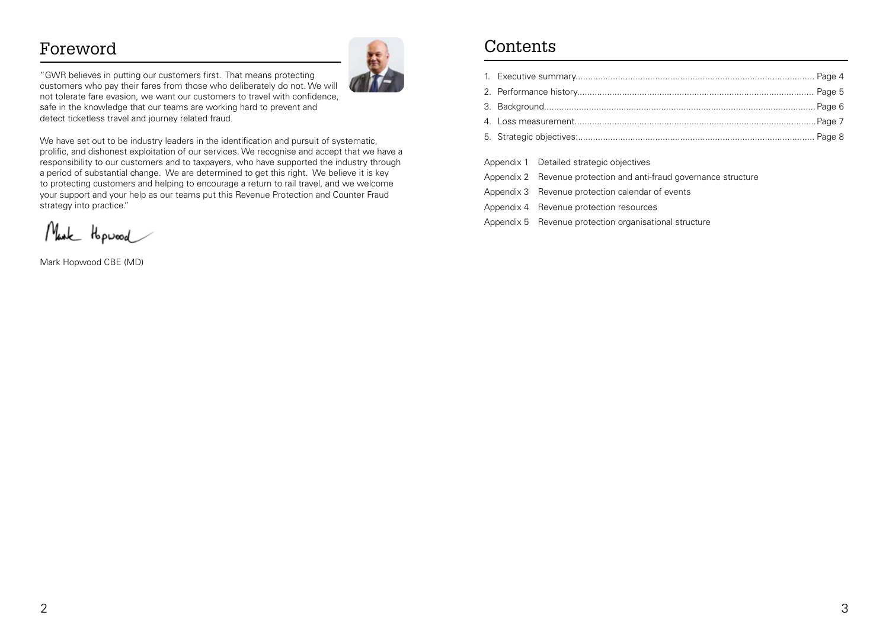# Foreword

"GWR believes in putting our customers first. That means protecting customers who pay their fares from those who deliberately do not. We will not tolerate fare evasion, we want our customers to travel with confidence, safe in the knowledge that our teams are working hard to prevent and detect ticketless travel and journey related fraud.

We have set out to be industry leaders in the identification and pursuit of systematic, prolific, and dishonest exploitation of our services. We recognise and accept that we have a responsibility to our customers and to taxpayers, who have supported the industry through a period of substantial change. We are determined to get this right. We believe it is key to protecting customers and helping to encourage a return to rail travel, and we welcome your support and your help as our teams put this Revenue Protection and Counter Fraud strategy into practice."

Mark Hopwood

Mark Hopwood CBE (MD)

# Contents

1. Executive summary............................................................................................ Page 4
2. Performance history.......................................................................................... Page 5
3. Background........................................................................................................ Page 6
4. Loss measurement............................................................................................. Page 7
5. Strategic objectives:........................................................................................... Page 8

Appendix 1 Detailed strategic objectives

Appendix 2 Revenue protection and anti-fraud governance structure

Appendix 3 Revenue protection calendar of events

Appendix 4 Revenue protection resources

Appendix 5 Revenue protection organisational structure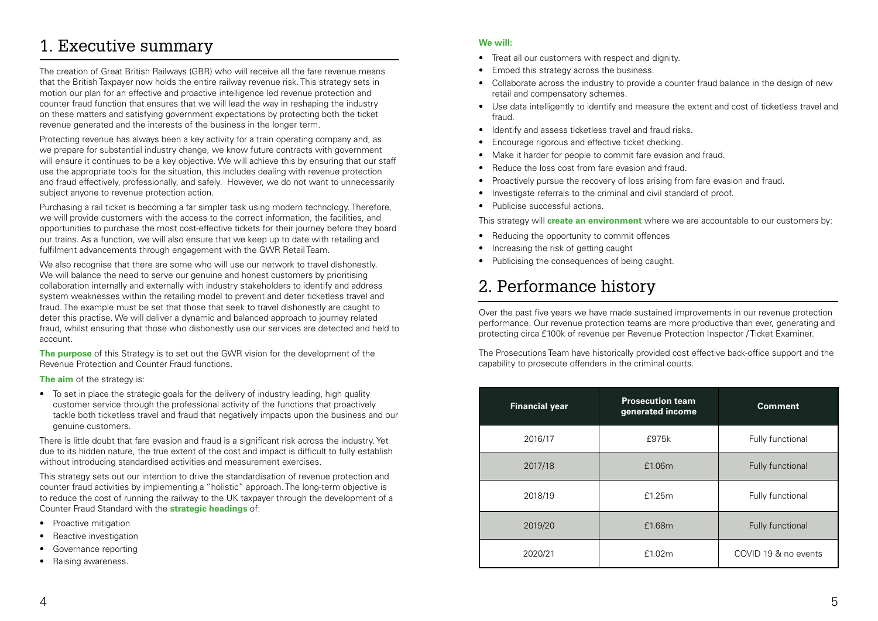# 1. Executive summary

The creation of Great British Railways (GBR) who will receive all the fare revenue means that the British Taxpayer now holds the entire railway revenue risk. This strategy sets in motion our plan for an effective and proactive intelligence led revenue protection and counter fraud function that ensures that we will lead the way in reshaping the industry on these matters and satisfying government expectations by protecting both the ticket revenue generated and the interests of the business in the longer term.

Protecting revenue has always been a key activity for a train operating company and, as we prepare for substantial industry change, we know future contracts with government will ensure it continues to be a key objective. We will achieve this by ensuring that our staff use the appropriate tools for the situation, this includes dealing with revenue protection and fraud effectively, professionally, and safely. However, we do not want to unnecessarily subject anyone to revenue protection action.

Purchasing a rail ticket is becoming a far simpler task using modern technology. Therefore, we will provide customers with the access to the correct information, the facilities, and opportunities to purchase the most cost-effective tickets for their journey before they board our trains. As a function, we will also ensure that we keep up to date with retailing and fulfilment advancements through engagement with the GWR Retail Team.

We also recognise that there are some who will use our network to travel dishonestly. We will balance the need to serve our genuine and honest customers by prioritising collaboration internally and externally with industry stakeholders to identify and address system weaknesses within the retailing model to prevent and deter ticketless travel and fraud. The example must be set that those that seek to travel dishonestly are caught to deter this practise. We will deliver a dynamic and balanced approach to journey related fraud, whilst ensuring that those who dishonestly use our services are detected and held to account.

**The purpose** of this Strategy is to set out the GWR vision for the development of the Revenue Protection and Counter Fraud functions.

**The aim** of the strategy is:

- To set in place the strategic goals for the delivery of industry leading, high quality customer service through the professional activity of the functions that proactively tackle both ticketless travel and fraud that negatively impacts upon the business and our genuine customers.

There is little doubt that fare evasion and fraud is a significant risk across the industry. Yet due to its hidden nature, the true extent of the cost and impact is difficult to fully establish without introducing standardised activities and measurement exercises.

This strategy sets out our intention to drive the standardisation of revenue protection and counter fraud activities by implementing a "holistic" approach. The long-term objective is to reduce the cost of running the railway to the UK taxpayer through the development of a Counter Fraud Standard with the **strategic headings** of:

- Proactive mitigation
- Reactive investigation
- Governance reporting
- Raising awareness.

**We will:**

- Treat all our customers with respect and dignity.
- Embed this strategy across the business.
- Collaborate across the industry to provide a counter fraud balance in the design of new retail and compensatory schemes.
- Use data intelligently to identify and measure the extent and cost of ticketless travel and fraud.
- Identify and assess ticketless travel and fraud risks.
- Encourage rigorous and effective ticket checking.
- Make it harder for people to commit fare evasion and fraud.
- Reduce the loss cost from fare evasion and fraud.
- Proactively pursue the recovery of loss arising from fare evasion and fraud.
- Investigate referrals to the criminal and civil standard of proof.
- Publicise successful actions.

This strategy will **create an environment** where we are accountable to our customers by:

- Reducing the opportunity to commit offences
- Increasing the risk of getting caught
- Publicising the consequences of being caught.

# 2. Performance history

Over the past five years we have made sustained improvements in our revenue protection performance. Our revenue protection teams are more productive than ever, generating and protecting circa £100k of revenue per Revenue Protection Inspector / Ticket Examiner.

The Prosecutions Team have historically provided cost effective back-office support and the capability to prosecute offenders in the criminal courts.

| Financial year | Prosecution team generated income | Comment |
|---|---|---|
| 2016/17 | £975k | Fully functional |
| 2017/18 | £1.06m | Fully functional |
| 2018/19 | £1.25m | Fully functional |
| 2019/20 | £1.68m | Fully functional |
| 2020/21 | £1.02m | COVID 19 & no events |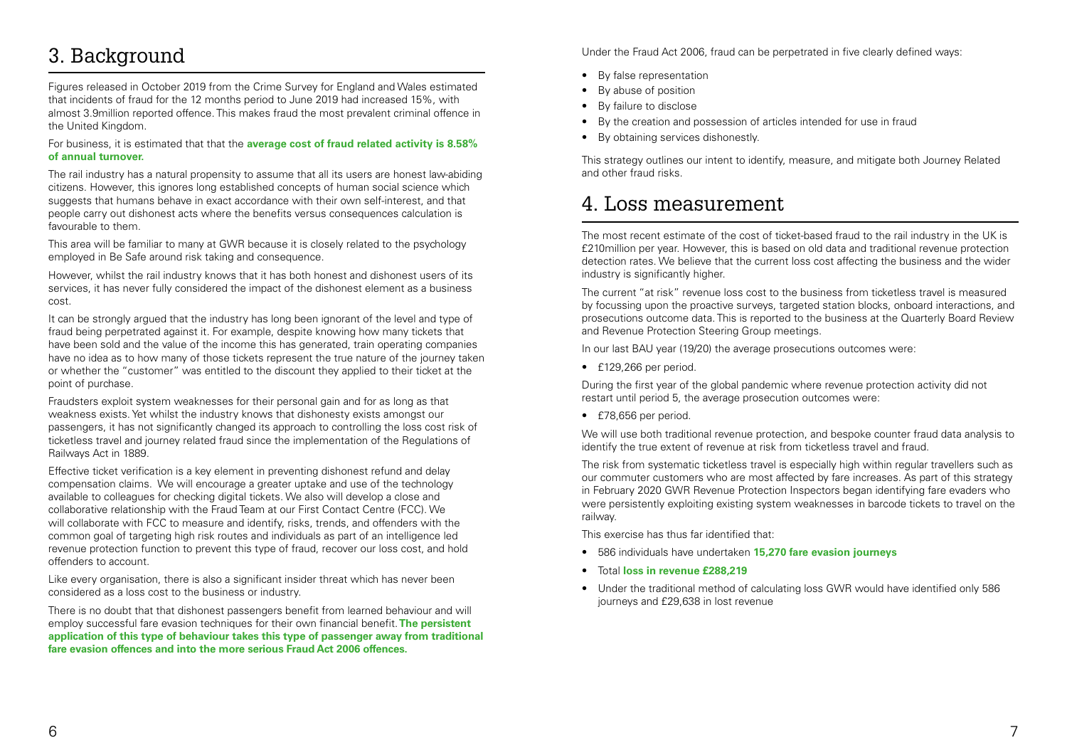# 3. Background

Figures released in October 2019 from the Crime Survey for England and Wales estimated that incidents of fraud for the 12 months period to June 2019 had increased 15%, with almost 3.9million reported offence. This makes fraud the most prevalent criminal offence in the United Kingdom.

For business, it is estimated that that the **average cost of fraud related activity is 8.58% of annual turnover.**

The rail industry has a natural propensity to assume that all its users are honest law-abiding citizens. However, this ignores long established concepts of human social science which suggests that humans behave in exact accordance with their own self-interest, and that people carry out dishonest acts where the benefits versus consequences calculation is favourable to them.

This area will be familiar to many at GWR because it is closely related to the psychology employed in Be Safe around risk taking and consequence.

However, whilst the rail industry knows that it has both honest and dishonest users of its services, it has never fully considered the impact of the dishonest element as a business cost.

It can be strongly argued that the industry has long been ignorant of the level and type of fraud being perpetrated against it. For example, despite knowing how many tickets that have been sold and the value of the income this has generated, train operating companies have no idea as to how many of those tickets represent the true nature of the journey taken or whether the "customer" was entitled to the discount they applied to their ticket at the point of purchase.

Fraudsters exploit system weaknesses for their personal gain and for as long as that weakness exists. Yet whilst the industry knows that dishonesty exists amongst our passengers, it has not significantly changed its approach to controlling the loss cost risk of ticketless travel and journey related fraud since the implementation of the Regulations of Railways Act in 1889.

Effective ticket verification is a key element in preventing dishonest refund and delay compensation claims. We will encourage a greater uptake and use of the technology available to colleagues for checking digital tickets. We also will develop a close and collaborative relationship with the Fraud Team at our First Contact Centre (FCC). We will collaborate with FCC to measure and identify, risks, trends, and offenders with the common goal of targeting high risk routes and individuals as part of an intelligence led revenue protection function to prevent this type of fraud, recover our loss cost, and hold offenders to account.

Like every organisation, there is also a significant insider threat which has never been considered as a loss cost to the business or industry.

There is no doubt that that dishonest passengers benefit from learned behaviour and will employ successful fare evasion techniques for their own financial benefit. **The persistent application of this type of behaviour takes this type of passenger away from traditional fare evasion offences and into the more serious Fraud Act 2006 offences.**

Under the Fraud Act 2006, fraud can be perpetrated in five clearly defined ways:

- By false representation
- By abuse of position
- By failure to disclose
- By the creation and possession of articles intended for use in fraud
- By obtaining services dishonestly.

This strategy outlines our intent to identify, measure, and mitigate both Journey Related and other fraud risks.

# 4. Loss measurement

The most recent estimate of the cost of ticket-based fraud to the rail industry in the UK is £210million per year. However, this is based on old data and traditional revenue protection detection rates. We believe that the current loss cost affecting the business and the wider industry is significantly higher.

The current "at risk" revenue loss cost to the business from ticketless travel is measured by focussing upon the proactive surveys, targeted station blocks, onboard interactions, and prosecutions outcome data. This is reported to the business at the Quarterly Board Review and Revenue Protection Steering Group meetings.

In our last BAU year (19/20) the average prosecutions outcomes were:

- £129,266 per period.

During the first year of the global pandemic where revenue protection activity did not restart until period 5, the average prosecution outcomes were:

- £78,656 per period.

We will use both traditional revenue protection, and bespoke counter fraud data analysis to identify the true extent of revenue at risk from ticketless travel and fraud.

The risk from systematic ticketless travel is especially high within regular travellers such as our commuter customers who are most affected by fare increases. As part of this strategy in February 2020 GWR Revenue Protection Inspectors began identifying fare evaders who were persistently exploiting existing system weaknesses in barcode tickets to travel on the railway.

This exercise has thus far identified that:

- 586 individuals have undertaken **15,270 fare evasion journeys**
- Total **loss in revenue £288,219**
- Under the traditional method of calculating loss GWR would have identified only 586 journeys and £29,638 in lost revenue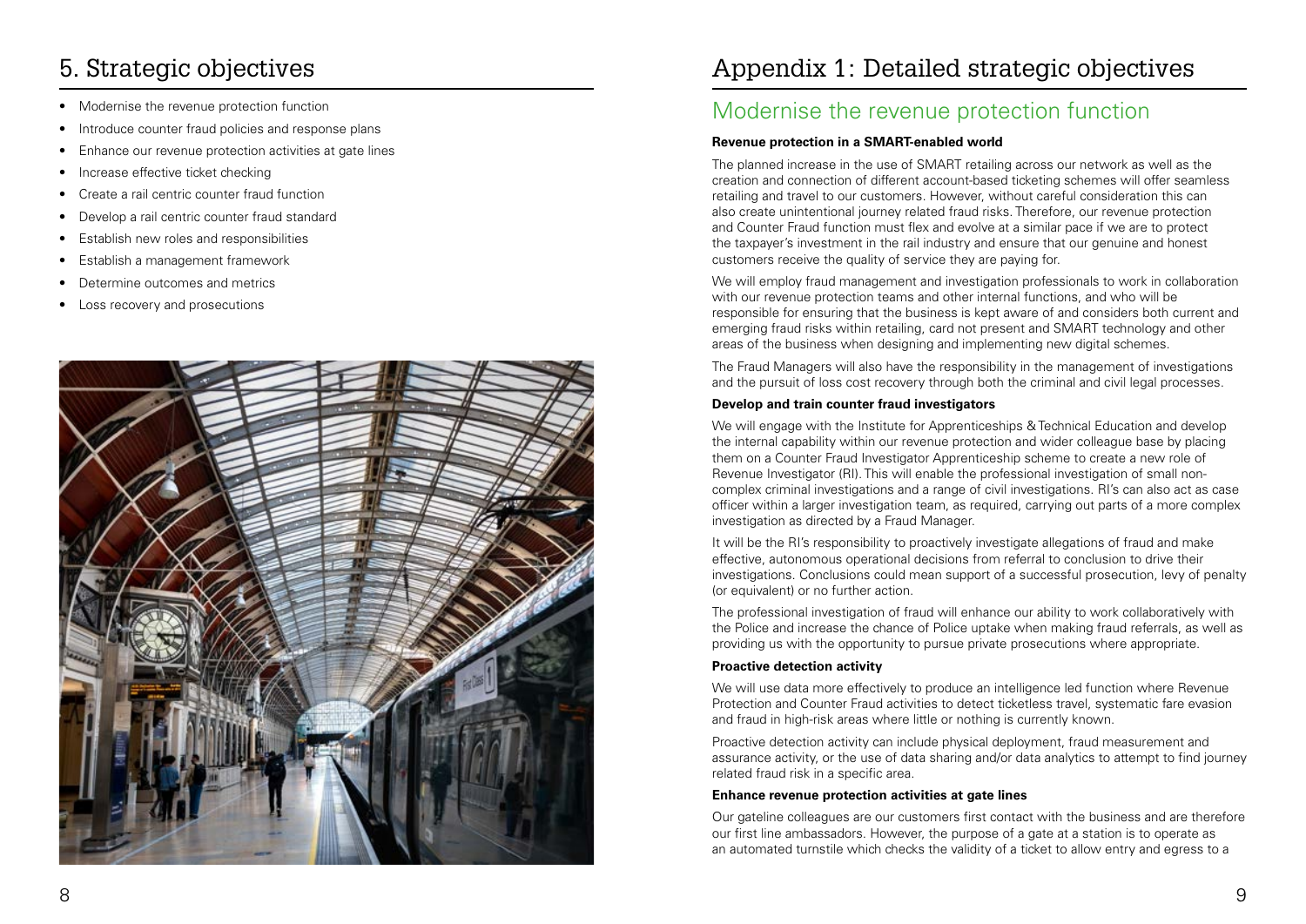# 5. Strategic objectives

- Modernise the revenue protection function
- Introduce counter fraud policies and response plans
- Enhance our revenue protection activities at gate lines
- Increase effective ticket checking
- Create a rail centric counter fraud function
- Develop a rail centric counter fraud standard
- Establish new roles and responsibilities
- Establish a management framework
- Determine outcomes and metrics
- Loss recovery and prosecutions

# Appendix 1: Detailed strategic objectives

## Modernise the revenue protection function

**Revenue protection in a SMART-enabled world**

The planned increase in the use of SMART retailing across our network as well as the creation and connection of different account-based ticketing schemes will offer seamless retailing and travel to our customers. However, without careful consideration this can also create unintentional journey related fraud risks. Therefore, our revenue protection and Counter Fraud function must flex and evolve at a similar pace if we are to protect the taxpayer's investment in the rail industry and ensure that our genuine and honest customers receive the quality of service they are paying for.

We will employ fraud management and investigation professionals to work in collaboration with our revenue protection teams and other internal functions, and who will be responsible for ensuring that the business is kept aware of and considers both current and emerging fraud risks within retailing, card not present and SMART technology and other areas of the business when designing and implementing new digital schemes.

The Fraud Managers will also have the responsibility in the management of investigations and the pursuit of loss cost recovery through both the criminal and civil legal processes.

**Develop and train counter fraud investigators**

We will engage with the Institute for Apprenticeships & Technical Education and develop the internal capability within our revenue protection and wider colleague base by placing them on a Counter Fraud Investigator Apprenticeship scheme to create a new role of Revenue Investigator (RI). This will enable the professional investigation of small non-complex criminal investigations and a range of civil investigations. RI's can also act as case officer within a larger investigation team, as required, carrying out parts of a more complex investigation as directed by a Fraud Manager.

It will be the RI's responsibility to proactively investigate allegations of fraud and make effective, autonomous operational decisions from referral to conclusion to drive their investigations. Conclusions could mean support of a successful prosecution, levy of penalty (or equivalent) or no further action.

The professional investigation of fraud will enhance our ability to work collaboratively with the Police and increase the chance of Police uptake when making fraud referrals, as well as providing us with the opportunity to pursue private prosecutions where appropriate.

**Proactive detection activity**

We will use data more effectively to produce an intelligence led function where Revenue Protection and Counter Fraud activities to detect ticketless travel, systematic fare evasion and fraud in high-risk areas where little or nothing is currently known.

Proactive detection activity can include physical deployment, fraud measurement and assurance activity, or the use of data sharing and/or data analytics to attempt to find journey related fraud risk in a specific area.

**Enhance revenue protection activities at gate lines**

Our gateline colleagues are our customers first contact with the business and are therefore our first line ambassadors. However, the purpose of a gate at a station is to operate as an automated turnstile which checks the validity of a ticket to allow entry and egress to a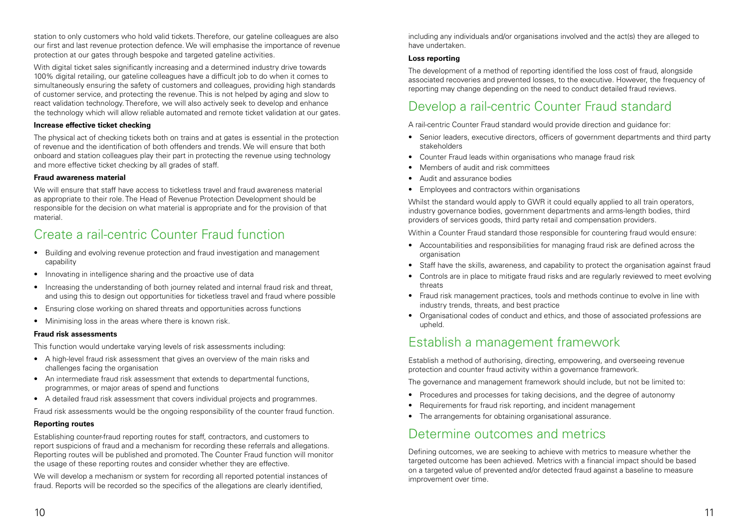station to only customers who hold valid tickets. Therefore, our gateline colleagues are also our first and last revenue protection defence. We will emphasise the importance of revenue protection at our gates through bespoke and targeted gateline activities.

With digital ticket sales significantly increasing and a determined industry drive towards 100% digital retailing, our gateline colleagues have a difficult job to do when it comes to simultaneously ensuring the safety of customers and colleagues, providing high standards of customer service, and protecting the revenue. This is not helped by aging and slow to react validation technology. Therefore, we will also actively seek to develop and enhance the technology which will allow reliable automated and remote ticket validation at our gates.

**Increase effective ticket checking**

The physical act of checking tickets both on trains and at gates is essential in the protection of revenue and the identification of both offenders and trends. We will ensure that both onboard and station colleagues play their part in protecting the revenue using technology and more effective ticket checking by all grades of staff.

**Fraud awareness material**

We will ensure that staff have access to ticketless travel and fraud awareness material as appropriate to their role. The Head of Revenue Protection Development should be responsible for the decision on what material is appropriate and for the provision of that material.

## Create a rail-centric Counter Fraud function

- Building and evolving revenue protection and fraud investigation and management capability
- Innovating in intelligence sharing and the proactive use of data
- Increasing the understanding of both journey related and internal fraud risk and threat, and using this to design out opportunities for ticketless travel and fraud where possible
- Ensuring close working on shared threats and opportunities across functions
- Minimising loss in the areas where there is known risk.

**Fraud risk assessments**

This function would undertake varying levels of risk assessments including:

- A high-level fraud risk assessment that gives an overview of the main risks and challenges facing the organisation
- An intermediate fraud risk assessment that extends to departmental functions, programmes, or major areas of spend and functions
- A detailed fraud risk assessment that covers individual projects and programmes.

Fraud risk assessments would be the ongoing responsibility of the counter fraud function.

**Reporting routes**

Establishing counter-fraud reporting routes for staff, contractors, and customers to report suspicions of fraud and a mechanism for recording these referrals and allegations. Reporting routes will be published and promoted. The Counter Fraud function will monitor the usage of these reporting routes and consider whether they are effective.

We will develop a mechanism or system for recording all reported potential instances of fraud. Reports will be recorded so the specifics of the allegations are clearly identified, including any individuals and/or organisations involved and the act(s) they are alleged to have undertaken.

**Loss reporting**

The development of a method of reporting identified the loss cost of fraud, alongside associated recoveries and prevented losses, to the executive. However, the frequency of reporting may change depending on the need to conduct detailed fraud reviews.

## Develop a rail-centric Counter Fraud standard

A rail-centric Counter Fraud standard would provide direction and guidance for:

- Senior leaders, executive directors, officers of government departments and third party stakeholders
- Counter Fraud leads within organisations who manage fraud risk
- Members of audit and risk committees
- Audit and assurance bodies
- Employees and contractors within organisations

Whilst the standard would apply to GWR it could equally applied to all train operators, industry governance bodies, government departments and arms-length bodies, third providers of services goods, third party retail and compensation providers.

Within a Counter Fraud standard those responsible for countering fraud would ensure:

- Accountabilities and responsibilities for managing fraud risk are defined across the organisation
- Staff have the skills, awareness, and capability to protect the organisation against fraud
- Controls are in place to mitigate fraud risks and are regularly reviewed to meet evolving threats
- Fraud risk management practices, tools and methods continue to evolve in line with industry trends, threats, and best practice
- Organisational codes of conduct and ethics, and those of associated professions are upheld.

## Establish a management framework

Establish a method of authorising, directing, empowering, and overseeing revenue protection and counter fraud activity within a governance framework.

The governance and management framework should include, but not be limited to:

- Procedures and processes for taking decisions, and the degree of autonomy
- Requirements for fraud risk reporting, and incident management
- The arrangements for obtaining organisational assurance.

## Determine outcomes and metrics

Defining outcomes, we are seeking to achieve with metrics to measure whether the targeted outcome has been achieved. Metrics with a financial impact should be based on a targeted value of prevented and/or detected fraud against a baseline to measure improvement over time.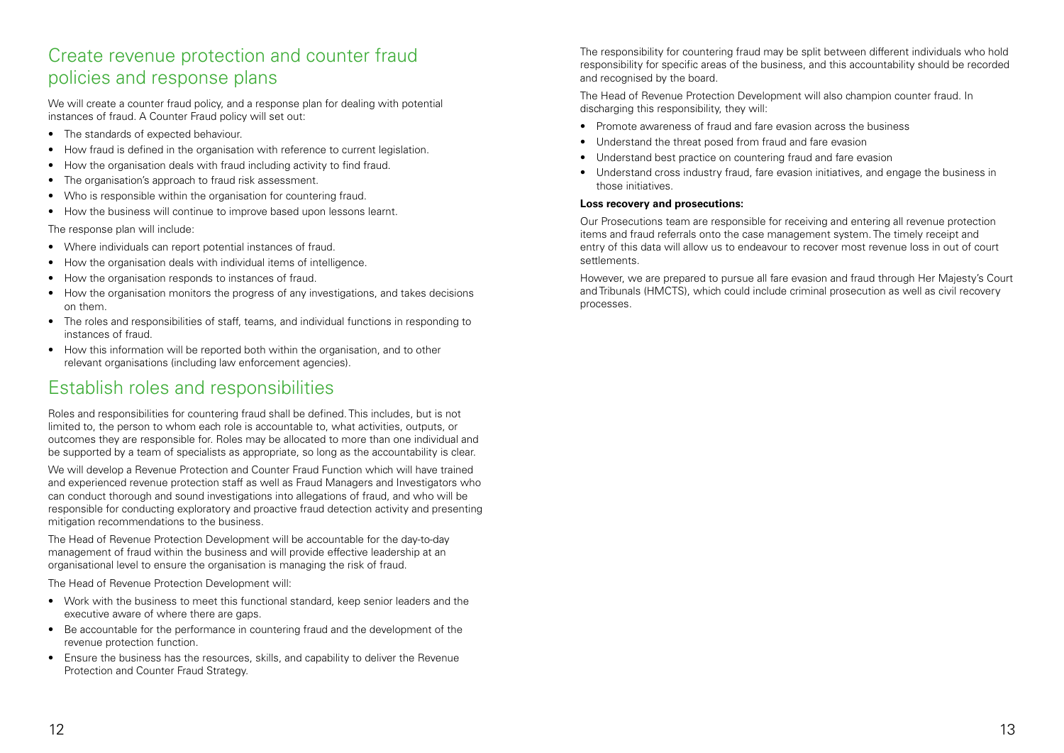## Create revenue protection and counter fraud policies and response plans

We will create a counter fraud policy, and a response plan for dealing with potential instances of fraud. A Counter Fraud policy will set out:

- The standards of expected behaviour.
- How fraud is defined in the organisation with reference to current legislation.
- How the organisation deals with fraud including activity to find fraud.
- The organisation's approach to fraud risk assessment.
- Who is responsible within the organisation for countering fraud.
- How the business will continue to improve based upon lessons learnt.

The response plan will include:

- Where individuals can report potential instances of fraud.
- How the organisation deals with individual items of intelligence.
- How the organisation responds to instances of fraud.
- How the organisation monitors the progress of any investigations, and takes decisions on them.
- The roles and responsibilities of staff, teams, and individual functions in responding to instances of fraud.
- How this information will be reported both within the organisation, and to other relevant organisations (including law enforcement agencies).

## Establish roles and responsibilities

Roles and responsibilities for countering fraud shall be defined. This includes, but is not limited to, the person to whom each role is accountable to, what activities, outputs, or outcomes they are responsible for. Roles may be allocated to more than one individual and be supported by a team of specialists as appropriate, so long as the accountability is clear.

We will develop a Revenue Protection and Counter Fraud Function which will have trained and experienced revenue protection staff as well as Fraud Managers and Investigators who can conduct thorough and sound investigations into allegations of fraud, and who will be responsible for conducting exploratory and proactive fraud detection activity and presenting mitigation recommendations to the business.

The Head of Revenue Protection Development will be accountable for the day-to-day management of fraud within the business and will provide effective leadership at an organisational level to ensure the organisation is managing the risk of fraud.

The Head of Revenue Protection Development will:

- Work with the business to meet this functional standard, keep senior leaders and the executive aware of where there are gaps.
- Be accountable for the performance in countering fraud and the development of the revenue protection function.
- Ensure the business has the resources, skills, and capability to deliver the Revenue Protection and Counter Fraud Strategy.

The responsibility for countering fraud may be split between different individuals who hold responsibility for specific areas of the business, and this accountability should be recorded and recognised by the board.

The Head of Revenue Protection Development will also champion counter fraud. In discharging this responsibility, they will:

- Promote awareness of fraud and fare evasion across the business
- Understand the threat posed from fraud and fare evasion
- Understand best practice on countering fraud and fare evasion
- Understand cross industry fraud, fare evasion initiatives, and engage the business in those initiatives.

**Loss recovery and prosecutions:**

Our Prosecutions team are responsible for receiving and entering all revenue protection items and fraud referrals onto the case management system. The timely receipt and entry of this data will allow us to endeavour to recover most revenue loss in out of court settlements.

However, we are prepared to pursue all fare evasion and fraud through Her Majesty's Court and Tribunals (HMCTS), which could include criminal prosecution as well as civil recovery processes.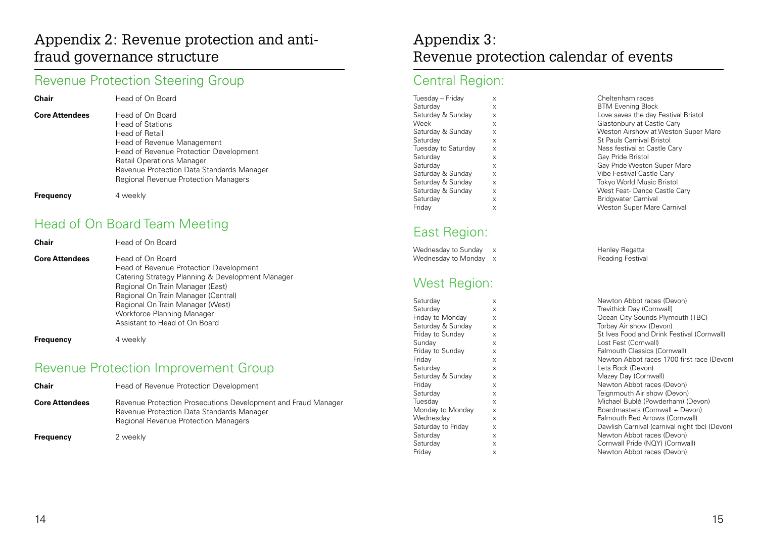# Appendix 2: Revenue protection and anti-fraud governance structure

## Revenue Protection Steering Group

**Chair** Head of On Board

**Core Attendees**
- Head of On Board
- Head of Stations
- Head of Retail
- Head of Revenue Management
- Head of Revenue Protection Development
- Retail Operations Manager
- Revenue Protection Data Standards Manager
- Regional Revenue Protection Managers

**Frequency** 4 weekly

## Head of On Board Team Meeting

**Chair** Head of On Board

**Core Attendees**
- Head of On Board
- Head of Revenue Protection Development
- Catering Strategy Planning & Development Manager
- Regional On Train Manager (East)
- Regional On Train Manager (Central)
- Regional On Train Manager (West)
- Workforce Planning Manager
- Assistant to Head of On Board

**Frequency** 4 weekly

## Revenue Protection Improvement Group

**Chair** Head of Revenue Protection Development

**Core Attendees**
- Revenue Protection Prosecutions Development and Fraud Manager
- Revenue Protection Data Standards Manager
- Regional Revenue Protection Managers

**Frequency** 2 weekly

# Appendix 3: Revenue protection calendar of events

## Central Region:

| Day | Date | Event |
|---|---|---|
| Tuesday – Friday | x | Cheltenham races |
| Saturday | x | BTM Evening Block |
| Saturday & Sunday | x | Love saves the day Festival Bristol |
| Week | x | Glastonbury at Castle Cary |
| Saturday & Sunday | x | Weston Airshow at Weston Super Mare |
| Saturday | x | St Pauls Carnival Bristol |
| Tuesday to Saturday | x | Nass festival at Castle Cary |
| Saturday | x | Gay Pride Bristol |
| Saturday | x | Gay Pride Weston Super Mare |
| Saturday & Sunday | x | Vibe Festival Castle Cary |
| Saturday & Sunday | x | Tokyo World Music Bristol |
| Saturday & Sunday | x | West Feat- Dance Castle Cary |
| Saturday | x | Bridgwater Carnival |
| Friday | x | Weston Super Mare Carnival |

## East Region:

| Day | Date | Event |
|---|---|---|
| Wednesday to Sunday | x | Henley Regatta |
| Wednesday to Monday | x | Reading Festival |

## West Region:

| Day | Date | Event |
|---|---|---|
| Saturday | x | Newton Abbot races (Devon) |
| Saturday | x | Trevithick Day (Cornwall) |
| Friday to Monday | x | Ocean City Sounds Plymouth (TBC) |
| Saturday & Sunday | x | Torbay Air show (Devon) |
| Friday to Sunday | x | St Ives Food and Drink Festival (Cornwall) |
| Sunday | x | Lost Fest (Cornwall) |
| Friday to Sunday | x | Falmouth Classics (Cornwall) |
| Friday | x | Newton Abbot races 1700 first race (Devon) |
| Saturday | x | Lets Rock (Devon) |
| Saturday & Sunday | x | Mazey Day (Cornwall) |
| Friday | x | Newton Abbot races (Devon) |
| Saturday | x | Teignmouth Air show (Devon) |
| Tuesday | x | Michael Bublé (Powderham) (Devon) |
| Monday to Monday | x | Boardmasters (Cornwall + Devon) |
| Wednesday | x | Falmouth Red Arrows (Cornwall) |
| Saturday to Friday | x | Dawlish Carnival (carnival night tbc) (Devon) |
| Saturday | x | Newton Abbot races (Devon) |
| Saturday | x | Cornwall Pride (NQY) (Cornwall) |
| Friday | x | Newton Abbot races (Devon) |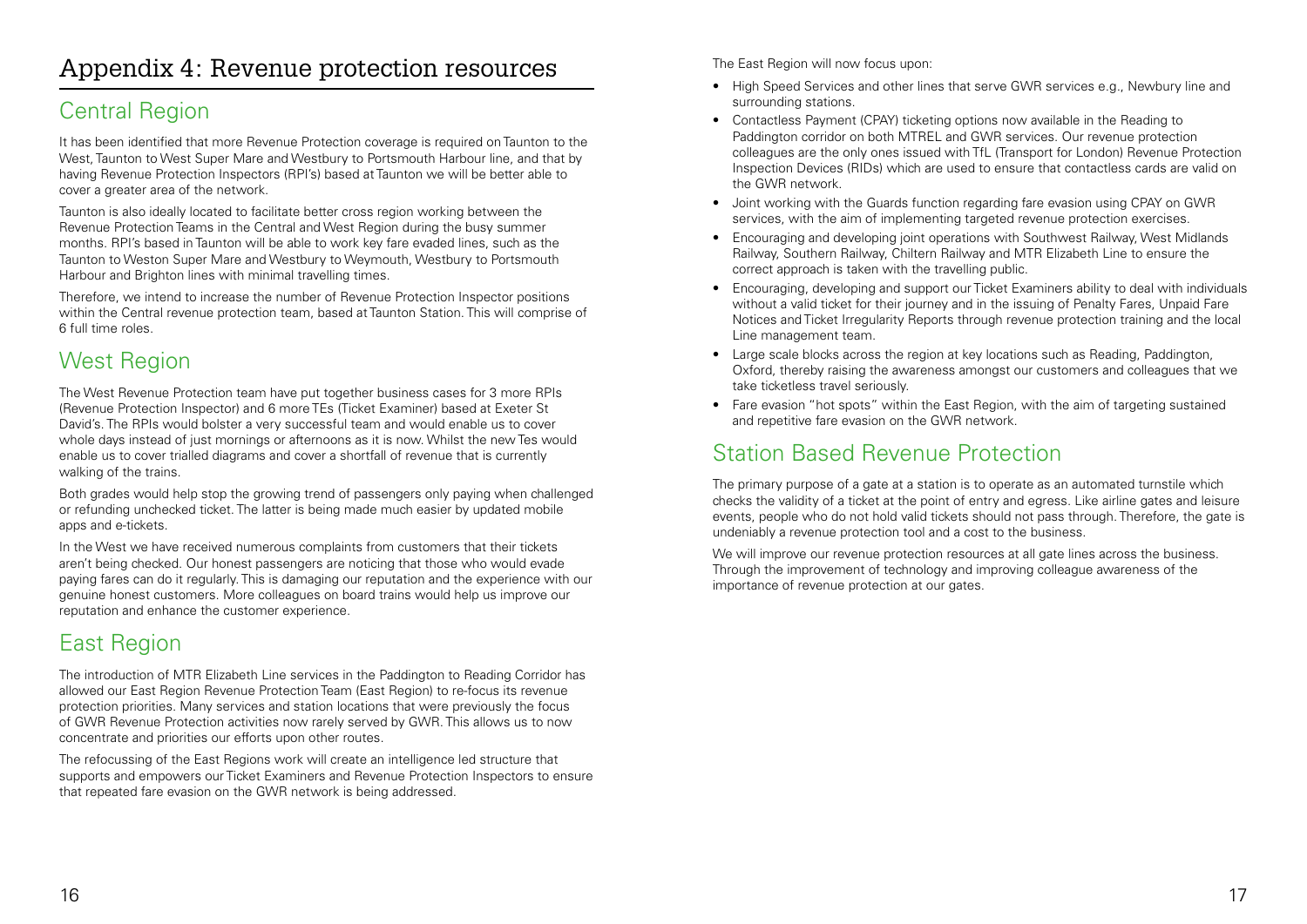# Appendix 4: Revenue protection resources

## Central Region

It has been identified that more Revenue Protection coverage is required on Taunton to the West, Taunton to West Super Mare and Westbury to Portsmouth Harbour line, and that by having Revenue Protection Inspectors (RPI's) based at Taunton we will be better able to cover a greater area of the network.

Taunton is also ideally located to facilitate better cross region working between the Revenue Protection Teams in the Central and West Region during the busy summer months. RPI's based in Taunton will be able to work key fare evaded lines, such as the Taunton to Weston Super Mare and Westbury to Weymouth, Westbury to Portsmouth Harbour and Brighton lines with minimal travelling times.

Therefore, we intend to increase the number of Revenue Protection Inspector positions within the Central revenue protection team, based at Taunton Station. This will comprise of 6 full time roles.

## West Region

The West Revenue Protection team have put together business cases for 3 more RPIs (Revenue Protection Inspector) and 6 more TEs (Ticket Examiner) based at Exeter St David's. The RPIs would bolster a very successful team and would enable us to cover whole days instead of just mornings or afternoons as it is now. Whilst the new Tes would enable us to cover trialled diagrams and cover a shortfall of revenue that is currently walking of the trains.

Both grades would help stop the growing trend of passengers only paying when challenged or refunding unchecked ticket. The latter is being made much easier by updated mobile apps and e-tickets.

In the West we have received numerous complaints from customers that their tickets aren't being checked. Our honest passengers are noticing that those who would evade paying fares can do it regularly. This is damaging our reputation and the experience with our genuine honest customers. More colleagues on board trains would help us improve our reputation and enhance the customer experience.

## East Region

The introduction of MTR Elizabeth Line services in the Paddington to Reading Corridor has allowed our East Region Revenue Protection Team (East Region) to re-focus its revenue protection priorities. Many services and station locations that were previously the focus of GWR Revenue Protection activities now rarely served by GWR. This allows us to now concentrate and priorities our efforts upon other routes.

The refocussing of the East Regions work will create an intelligence led structure that supports and empowers our Ticket Examiners and Revenue Protection Inspectors to ensure that repeated fare evasion on the GWR network is being addressed.

The East Region will now focus upon:

- High Speed Services and other lines that serve GWR services e.g., Newbury line and surrounding stations.
- Contactless Payment (CPAY) ticketing options now available in the Reading to Paddington corridor on both MTREL and GWR services. Our revenue protection colleagues are the only ones issued with TfL (Transport for London) Revenue Protection Inspection Devices (RIDs) which are used to ensure that contactless cards are valid on the GWR network.
- Joint working with the Guards function regarding fare evasion using CPAY on GWR services, with the aim of implementing targeted revenue protection exercises.
- Encouraging and developing joint operations with Southwest Railway, West Midlands Railway, Southern Railway, Chiltern Railway and MTR Elizabeth Line to ensure the correct approach is taken with the travelling public.
- Encouraging, developing and support our Ticket Examiners ability to deal with individuals without a valid ticket for their journey and in the issuing of Penalty Fares, Unpaid Fare Notices and Ticket Irregularity Reports through revenue protection training and the local Line management team.
- Large scale blocks across the region at key locations such as Reading, Paddington, Oxford, thereby raising the awareness amongst our customers and colleagues that we take ticketless travel seriously.
- Fare evasion "hot spots" within the East Region, with the aim of targeting sustained and repetitive fare evasion on the GWR network.

## Station Based Revenue Protection

The primary purpose of a gate at a station is to operate as an automated turnstile which checks the validity of a ticket at the point of entry and egress. Like airline gates and leisure events, people who do not hold valid tickets should not pass through. Therefore, the gate is undeniably a revenue protection tool and a cost to the business.

We will improve our revenue protection resources at all gate lines across the business. Through the improvement of technology and improving colleague awareness of the importance of revenue protection at our gates.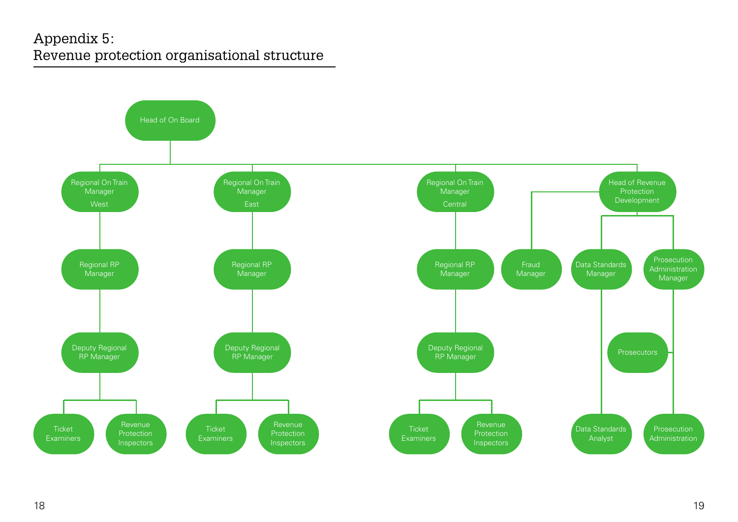# Appendix 5: Revenue protection organisational structure

- Head of On Board
  - Regional On Train Manager West
    - Regional RP Manager
      - Deputy Regional RP Manager
        - Ticket Examiners
        - Revenue Protection Inspectors
  - Regional On Train Manager East
    - Regional RP Manager
      - Deputy Regional RP Manager
        - Ticket Examiners
        - Revenue Protection Inspectors
  - Regional On Train Manager Central
    - Regional RP Manager
      - Deputy Regional RP Manager
        - Ticket Examiners
        - Revenue Protection Inspectors
  - Head of Revenue Protection Development
    - Fraud Manager
    - Data Standards Manager
      - Data Standards Analyst
    - Prosecution Administration Manager
      - Prosecutors
      - Prosecution Administration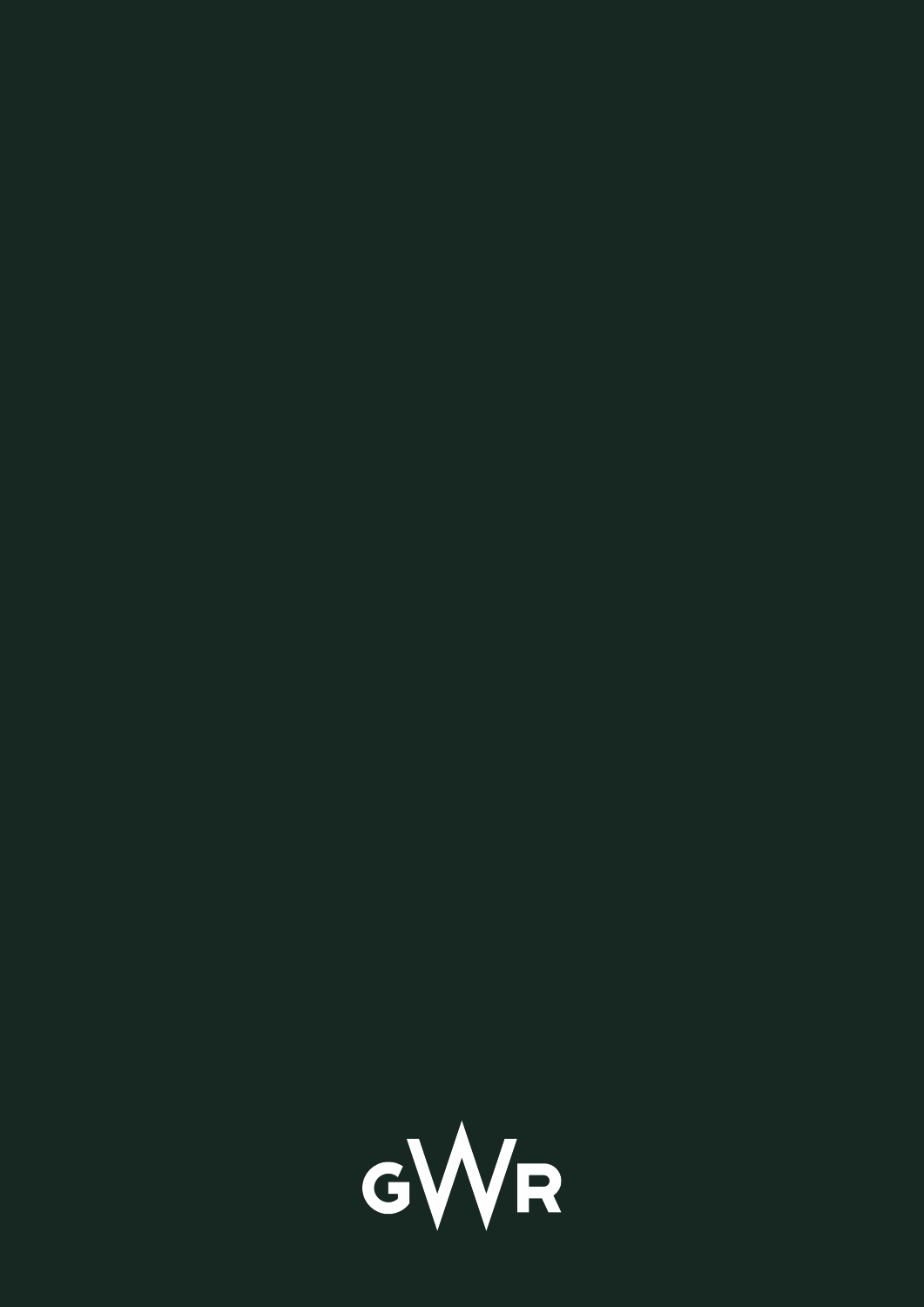GWR